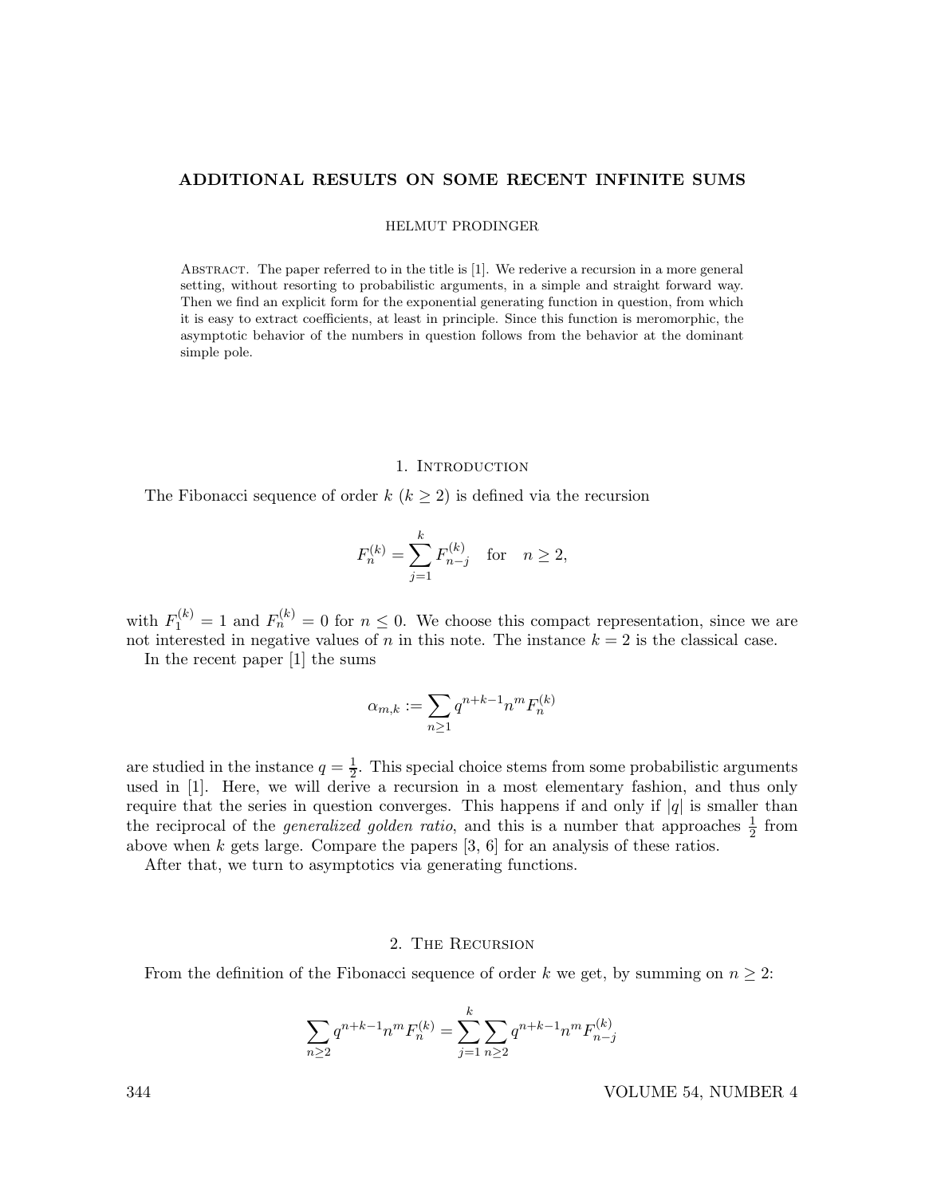# ADDITIONAL RESULTS ON SOME RECENT INFINITE SUMS

HELMUT PRODINGER

Abstract. The paper referred to in the title is [1]. We rederive a recursion in a more general setting, without resorting to probabilistic arguments, in a simple and straight forward way. Then we find an explicit form for the exponential generating function in question, from which it is easy to extract coefficients, at least in principle. Since this function is meromorphic, the asymptotic behavior of the numbers in question follows from the behavior at the dominant simple pole.

## 1. Introduction

The Fibonacci sequence of order $k$ ($k \geq 2$) is defined via the recursion

$$F_n^{(k)} = \sum_{j=1}^{k} F_{n-j}^{(k)} \quad \text{for} \quad n \geq 2,$$

with $F_1^{(k)} = 1$ and $F_n^{(k)} = 0$ for $n \leq 0$. We choose this compact representation, since we are not interested in negative values of $n$ in this note. The instance $k = 2$ is the classical case.

In the recent paper [1] the sums

$$\alpha_{m,k} := \sum_{n \geq 1} q^{n+k-1} n^m F_n^{(k)}$$

are studied in the instance $q = \frac{1}{2}$. This special choice stems from some probabilistic arguments used in [1]. Here, we will derive a recursion in a most elementary fashion, and thus only require that the series in question converges. This happens if and only if $|q|$ is smaller than the reciprocal of the *generalized golden ratio*, and this is a number that approaches $\frac{1}{2}$ from above when $k$ gets large. Compare the papers [3, 6] for an analysis of these ratios.

After that, we turn to asymptotics via generating functions.

## 2. The Recursion

From the definition of the Fibonacci sequence of order $k$ we get, by summing on $n \geq 2$:

$$\sum_{n \geq 2} q^{n+k-1} n^m F_n^{(k)} = \sum_{j=1}^{k} \sum_{n \geq 2} q^{n+k-1} n^m F_{n-j}^{(k)}$$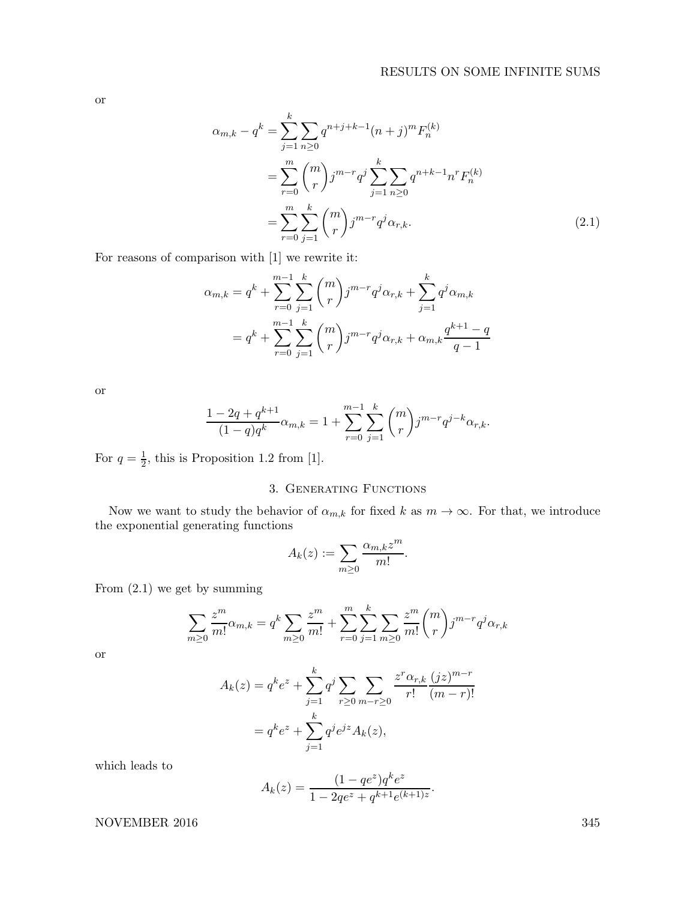or

$$
\begin{aligned}
\alpha_{m,k} - q^k &= \sum_{j=1}^{k} \sum_{n\geq 0} q^{n+j+k-1}(n+j)^m F_n^{(k)} \\
&= \sum_{r=0}^{m} \binom{m}{r} j^{m-r} q^j \sum_{j=1}^{k} \sum_{n\geq 0} q^{n+k-1} n^r F_n^{(k)} \\
&= \sum_{r=0}^{m} \sum_{j=1}^{k} \binom{m}{r} j^{m-r} q^j \alpha_{r,k}. \qquad (2.1)
\end{aligned}
$$

For reasons of comparison with [1] we rewrite it:

$$
\begin{aligned}
\alpha_{m,k} &= q^k + \sum_{r=0}^{m-1} \sum_{j=1}^{k} \binom{m}{r} j^{m-r} q^j \alpha_{r,k} + \sum_{j=1}^{k} q^j \alpha_{m,k} \\
&= q^k + \sum_{r=0}^{m-1} \sum_{j=1}^{k} \binom{m}{r} j^{m-r} q^j \alpha_{r,k} + \alpha_{m,k} \frac{q^{k+1} - q}{q-1}
\end{aligned}
$$

or

$$
\frac{1 - 2q + q^{k+1}}{(1-q)q^k} \alpha_{m,k} = 1 + \sum_{r=0}^{m-1} \sum_{j=1}^{k} \binom{m}{r} j^{m-r} q^{j-k} \alpha_{r,k}.
$$

For $q = \frac{1}{2}$, this is Proposition 1.2 from [1].

## 3. Generating Functions

Now we want to study the behavior of $\alpha_{m,k}$ for fixed $k$ as $m \to \infty$. For that, we introduce the exponential generating functions

$$
A_k(z) := \sum_{m\geq 0} \frac{\alpha_{m,k} z^m}{m!}.
$$

From (2.1) we get by summing

$$
\sum_{m\geq 0} \frac{z^m}{m!} \alpha_{m,k} = q^k \sum_{m\geq 0} \frac{z^m}{m!} + \sum_{r=0}^{m} \sum_{j=1}^{k} \sum_{m\geq 0} \frac{z^m}{m!} \binom{m}{r} j^{m-r} q^j \alpha_{r,k}
$$

or

$$
\begin{aligned}
A_k(z) &= q^k e^z + \sum_{j=1}^{k} q^j \sum_{r\geq 0} \sum_{m-r\geq 0} \frac{z^r \alpha_{r,k}}{r!} \frac{(jz)^{m-r}}{(m-r)!} \\
&= q^k e^z + \sum_{j=1}^{k} q^j e^{jz} A_k(z),
\end{aligned}
$$

which leads to

$$
A_k(z) = \frac{(1 - qe^z) q^k e^z}{1 - 2qe^z + q^{k+1} e^{(k+1)z}}.
$$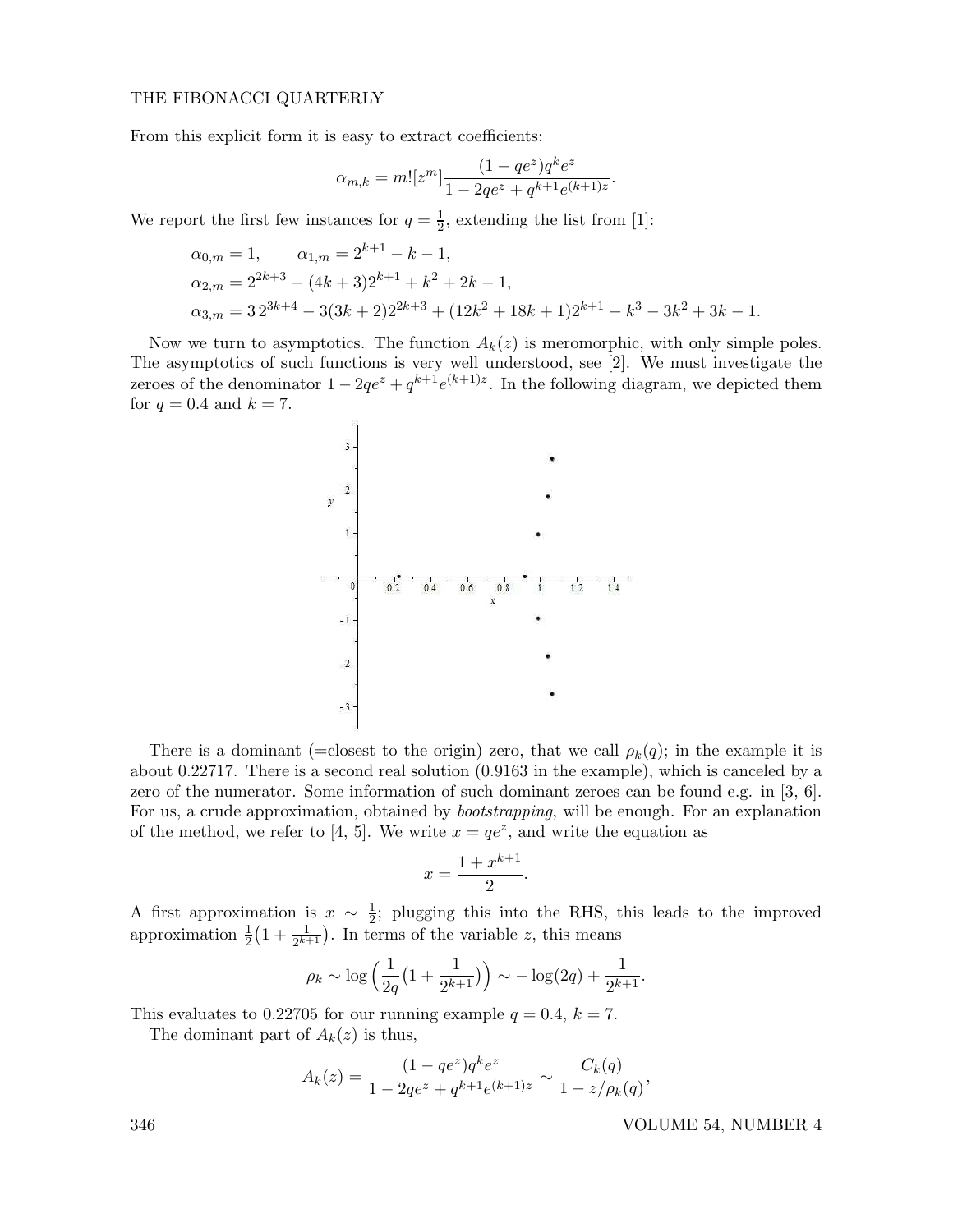From this explicit form it is easy to extract coefficients:

$$\alpha_{m,k} = m![z^m]\frac{(1-qe^z)q^k e^z}{1-2qe^z+q^{k+1}e^{(k+1)z}}.$$

We report the first few instances for $q=\frac{1}{2}$, extending the list from [1]:

$$\alpha_{0,m}=1, \qquad \alpha_{1,m}=2^{k+1}-k-1,$$
$$\alpha_{2,m}=2^{2k+3}-(4k+3)2^{k+1}+k^2+2k-1,$$
$$\alpha_{3,m}=3\,2^{3k+4}-3(3k+2)2^{2k+3}+(12k^2+18k+1)2^{k+1}-k^3-3k^2+3k-1.$$

Now we turn to asymptotics. The function $A_k(z)$ is meromorphic, with only simple poles. The asymptotics of such functions is very well understood, see [2]. We must investigate the zeroes of the denominator $1-2qe^z+q^{k+1}e^{(k+1)z}$. In the following diagram, we depicted them for $q=0.4$ and $k=7$.

There is a dominant (=closest to the origin) zero, that we call $\rho_k(q)$; in the example it is about 0.22717. There is a second real solution (0.9163 in the example), which is canceled by a zero of the numerator. Some information of such dominant zeroes can be found e.g. in [3, 6]. For us, a crude approximation, obtained by *bootstrapping*, will be enough. For an explanation of the method, we refer to [4, 5]. We write $x=qe^z$, and write the equation as

$$x=\frac{1+x^{k+1}}{2}.$$

A first approximation is $x\sim\frac{1}{2}$; plugging this into the RHS, this leads to the improved approximation $\frac{1}{2}\big(1+\frac{1}{2^{k+1}}\big)$. In terms of the variable $z$, this means

$$\rho_k \sim \log\Big(\frac{1}{2q}\big(1+\frac{1}{2^{k+1}}\big)\Big) \sim -\log(2q)+\frac{1}{2^{k+1}}.$$

This evaluates to 0.22705 for our running example $q=0.4$, $k=7$.

The dominant part of $A_k(z)$ is thus,

$$A_k(z)=\frac{(1-qe^z)q^k e^z}{1-2qe^z+q^{k+1}e^{(k+1)z}} \sim \frac{C_k(q)}{1-z/\rho_k(q)},$$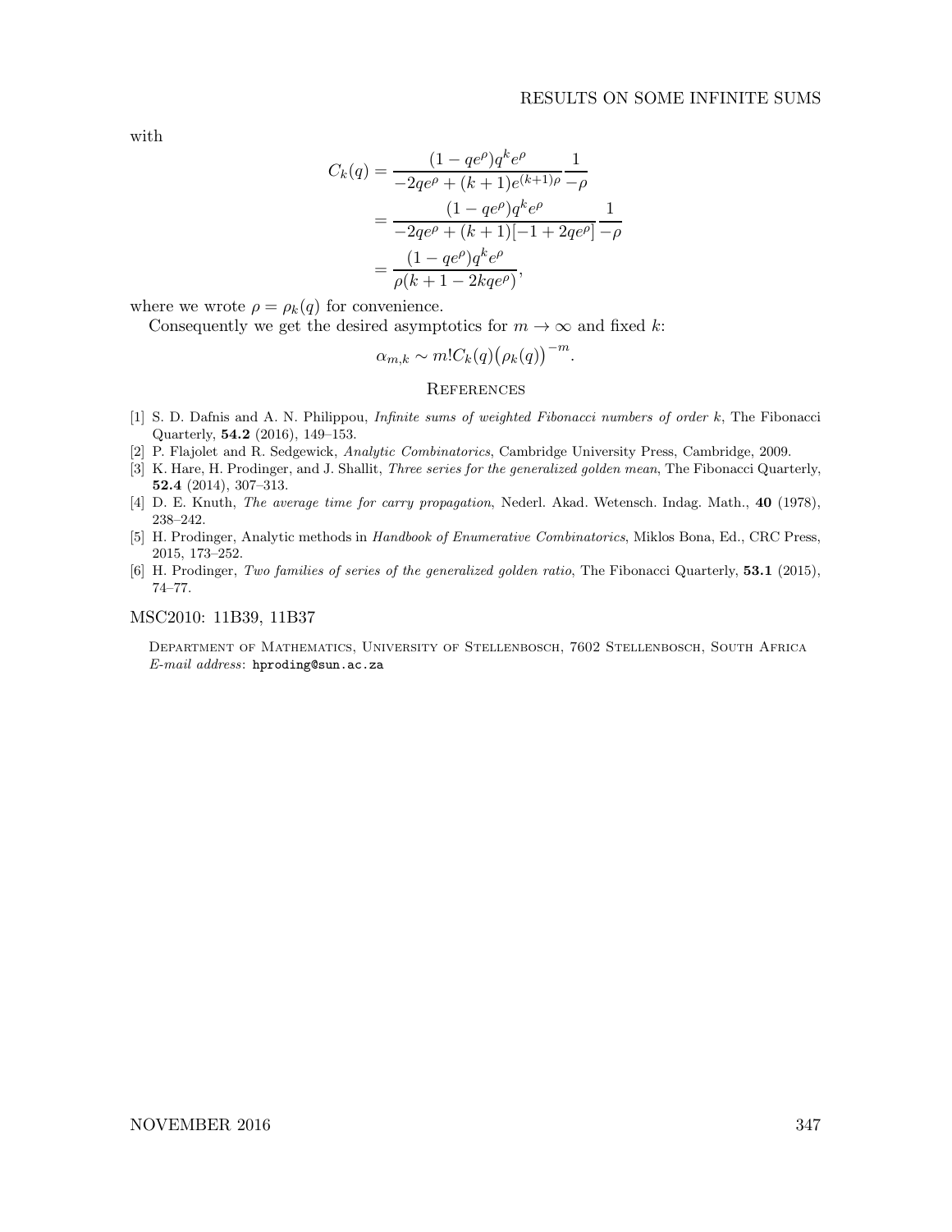with

$$
\begin{aligned}
C_k(q) &= \frac{(1-qe^{\rho})q^k e^{\rho}}{-2qe^{\rho}+(k+1)e^{(k+1)\rho}}\frac{1}{-\rho}\\
&= \frac{(1-qe^{\rho})q^k e^{\rho}}{-2qe^{\rho}+(k+1)[-1+2qe^{\rho}]}\frac{1}{-\rho}\\
&= \frac{(1-qe^{\rho})q^k e^{\rho}}{\rho(k+1-2kqe^{\rho})},
\end{aligned}
$$

where we wrote $\rho = \rho_k(q)$ for convenience.

Consequently we get the desired asymptotics for $m \to \infty$ and fixed $k$:

$$
\alpha_{m,k} \sim m! C_k(q)\big(\rho_k(q)\big)^{-m}.
$$

## References

[1] S. D. Dafnis and A. N. Philippou, *Infinite sums of weighted Fibonacci numbers of order k*, The Fibonacci Quarterly, **54.2** (2016), 149–153.

[2] P. Flajolet and R. Sedgewick, *Analytic Combinatorics*, Cambridge University Press, Cambridge, 2009.

[3] K. Hare, H. Prodinger, and J. Shallit, *Three series for the generalized golden mean*, The Fibonacci Quarterly, **52.4** (2014), 307–313.

[4] D. E. Knuth, *The average time for carry propagation*, Nederl. Akad. Wetensch. Indag. Math., **40** (1978), 238–242.

[5] H. Prodinger, Analytic methods in *Handbook of Enumerative Combinatorics*, Miklos Bona, Ed., CRC Press, 2015, 173–252.

[6] H. Prodinger, *Two families of series of the generalized golden ratio*, The Fibonacci Quarterly, **53.1** (2015), 74–77.

MSC2010: 11B39, 11B37

Department of Mathematics, University of Stellenbosch, 7602 Stellenbosch, South Africa
*E-mail address*: hproding@sun.ac.za